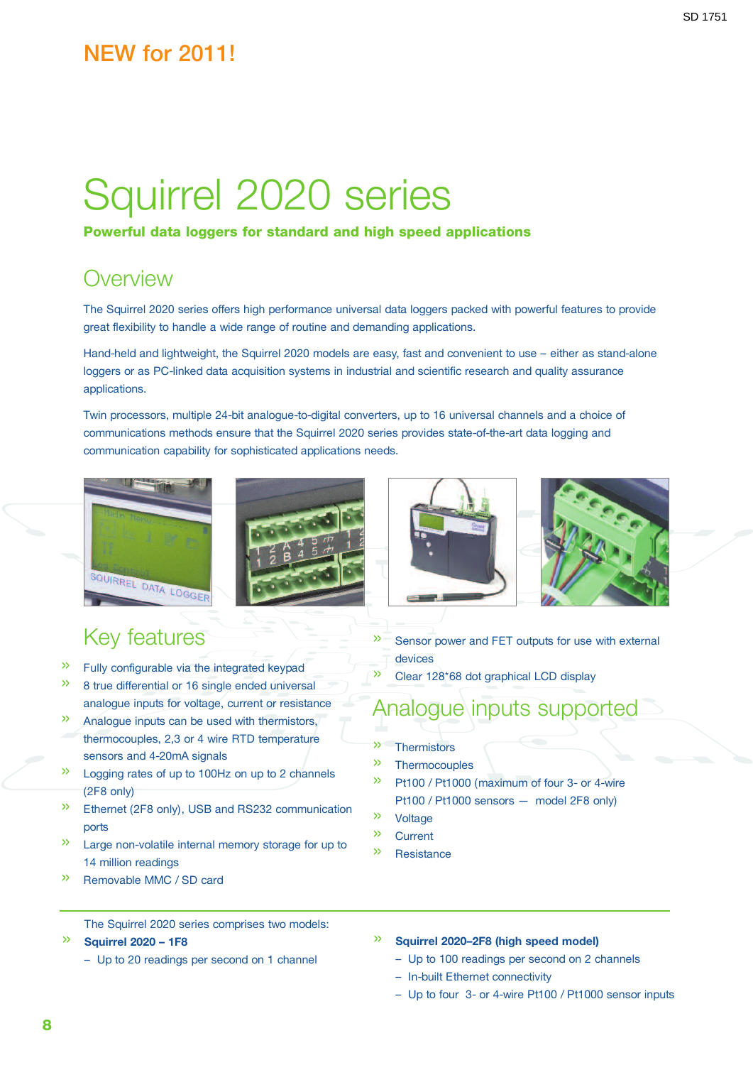NEW for 2011!

# Squirrel 2020 series

**Powerful data loggers for standard and high speed applications**

## Overview

The Squirrel 2020 series offers high performance universal data loggers packed with powerful features to provide great flexibility to handle a wide range of routine and demanding applications.

Hand-held and lightweight, the Squirrel 2020 models are easy, fast and convenient to use – either as stand-alone loggers or as PC-linked data acquisition systems in industrial and scientific research and quality assurance applications.

Twin processors, multiple 24-bit analogue-to-digital converters, up to 16 universal channels and a choice of communications methods ensure that the Squirrel 2020 series provides state-of-the-art data logging and communication capability for sophisticated applications needs.

## Key features

- Fully configurable via the integrated keypad
- 8 true differential or 16 single ended universal analogue inputs for voltage, current or resistance
- Analogue inputs can be used with thermistors, thermocouples, 2,3 or 4 wire RTD temperature sensors and 4-20mA signals
- Logging rates of up to 100Hz on up to 2 channels (2F8 only)
- Ethernet (2F8 only), USB and RS232 communication ports
- Large non-volatile internal memory storage for up to 14 million readings
- Removable MMC / SD card
- Sensor power and FET outputs for use with external devices
- Clear 128*68 dot graphical LCD display

## Analogue inputs supported

- Thermistors
- Thermocouples
- Pt100 / Pt1000 (maximum of four 3- or 4-wire Pt100 / Pt1000 sensors — model 2F8 only)
- Voltage
- Current
- Resistance

The Squirrel 2020 series comprises two models:

- **Squirrel 2020 – 1F8**
  - Up to 20 readings per second on 1 channel
- **Squirrel 2020–2F8 (high speed model)**
  - Up to 100 readings per second on 2 channels
  - In-built Ethernet connectivity
  - Up to four 3- or 4-wire Pt100 / Pt1000 sensor inputs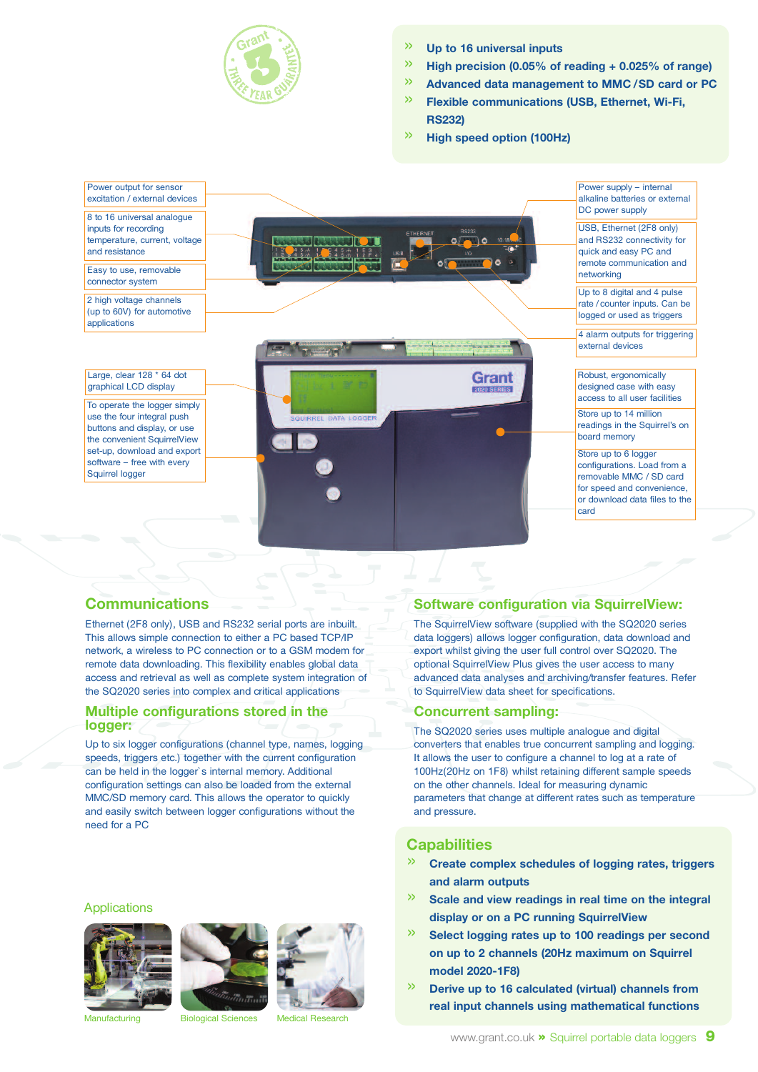- Up to 16 universal inputs
- High precision (0.05% of reading + 0.025% of range)
- Advanced data management to MMC/SD card or PC
- Flexible communications (USB, Ethernet, Wi-Fi, RS232)
- High speed option (100Hz)

Power output for sensor excitation / external devices

8 to 16 universal analogue inputs for recording temperature, current, voltage and resistance

Easy to use, removable connector system

2 high voltage channels (up to 60V) for automotive applications

Large, clear 128 * 64 dot graphical LCD display

To operate the logger simply use the four integral push buttons and display, or use the convenient SquirrelView set-up, download and export software – free with every Squirrel logger

Power supply – internal alkaline batteries or external DC power supply

USB, Ethernet (2F8 only) and RS232 connectivity for quick and easy PC and remote communication and networking

Up to 8 digital and 4 pulse rate / counter inputs. Can be logged or used as triggers

4 alarm outputs for triggering external devices

Robust, ergonomically designed case with easy access to all user facilities

Store up to 14 million readings in the Squirrel's on board memory

Store up to 6 logger configurations. Load from a removable MMC / SD card for speed and convenience, or download data files to the card

## Communications

Ethernet (2F8 only), USB and RS232 serial ports are inbuilt. This allows simple connection to either a PC based TCP/IP network, a wireless to PC connection or to a GSM modem for remote data downloading. This flexibility enables global data access and retrieval as well as complete system integration of the SQ2020 series into complex and critical applications

## Multiple configurations stored in the logger:

Up to six logger configurations (channel type, names, logging speeds, triggers etc.) together with the current configuration can be held in the logger`s internal memory. Additional configuration settings can also be loaded from the external MMC/SD memory card. This allows the operator to quickly and easily switch between logger configurations without the need for a PC

## Software configuration via SquirrelView:

The SquirrelView software (supplied with the SQ2020 series data loggers) allows logger configuration, data download and export whilst giving the user full control over SQ2020. The optional SquirrelView Plus gives the user access to many advanced data analyses and archiving/transfer features. Refer to SquirrelView data sheet for specifications.

## Concurrent sampling:

The SQ2020 series uses multiple analogue and digital converters that enables true concurrent sampling and logging. It allows the user to configure a channel to log at a rate of 100Hz(20Hz on 1F8) whilst retaining different sample speeds on the other channels. Ideal for measuring dynamic parameters that change at different rates such as temperature and pressure.

## Applications

Manufacturing

Biological Sciences

Medical Research

## Capabilities

- Create complex schedules of logging rates, triggers and alarm outputs
- Scale and view readings in real time on the integral display or on a PC running SquirrelView
- Select logging rates up to 100 readings per second on up to 2 channels (20Hz maximum on Squirrel model 2020-1F8)
- Derive up to 16 calculated (virtual) channels from real input channels using mathematical functions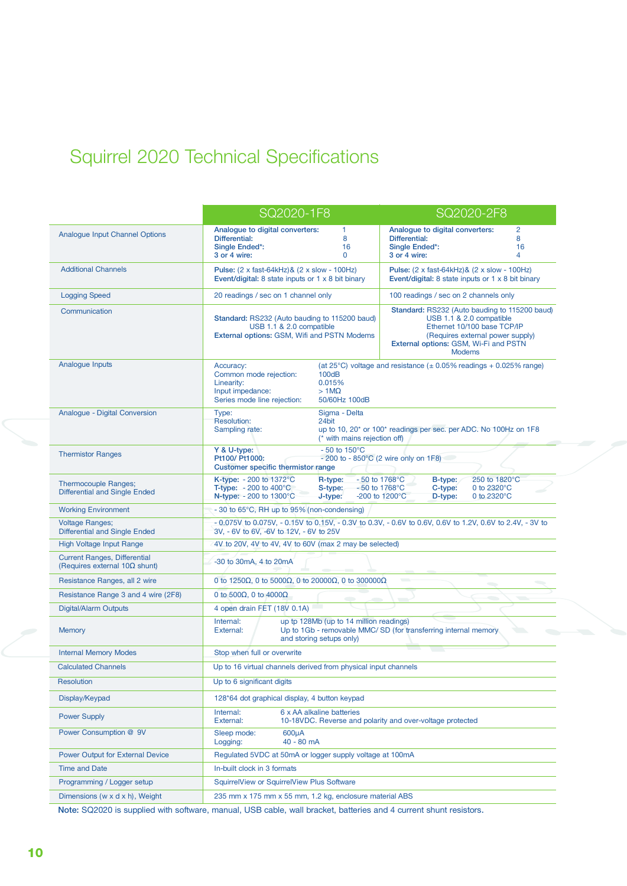# Squirrel 2020 Technical Specifications

| | SQ2020-1F8 | SQ2020-2F8 |
|---|---|---|
| Analogue Input Channel Options | **Analogue to digital converters:** 1<br>**Differential:** 8<br>**Single Ended*:** 16<br>**3 or 4 wire:** 0 | **Analogue to digital converters:** 2<br>**Differential:** 8<br>**Single Ended*:** 16<br>**3 or 4 wire:** 4 |
| Additional Channels | **Pulse:** (2 x fast-64kHz)& (2 x slow - 100Hz)<br>**Event/digital:** 8 state inputs or 1 x 8 bit binary | **Pulse:** (2 x fast-64kHz)& (2 x slow - 100Hz)<br>**Event/digital:** 8 state inputs or 1 x 8 bit binary |
| Logging Speed | 20 readings / sec on 1 channel only | 100 readings / sec on 2 channels only |
| Communication | **Standard:** RS232 (Auto bauding to 115200 baud)<br>USB 1.1 & 2.0 compatible<br>**External options:** GSM, Wifi and PSTN Modems | **Standard:** RS232 (Auto bauding to 115200 baud)<br>USB 1.1 & 2.0 compatible<br>Ethernet 10/100 base TCP/IP<br>(Requires external power supply)<br>**External options:** GSM, Wi-Fi and PSTN Modems |
| Analogue Inputs | Accuracy: (at 25°C) voltage and resistance (± 0.05% readings + 0.025% range)<br>Common mode rejection: 100dB<br>Linearity: 0.015%<br>Input impedance: > 1MΩ<br>Series mode line rejection: 50/60Hz 100dB | |
| Analogue - Digital Conversion | Type: Sigma - Delta<br>Resolution: 24bit<br>Sampling rate: up to 10, 20* or 100* readings per sec. per ADC. No 100Hz on 1F8 (* with mains rejection off) | |
| Thermistor Ranges | **Y & U-type:** - 50 to 150°C<br>**Pt100/ Pt1000:** - 200 to - 850°C (2 wire only on 1F8)<br>**Customer specific thermistor range** | |
| Thermocouple Ranges; Differential and Single Ended | **K-type:** - 200 to 1372°C; **R-type:** - 50 to 1768°C; **B-type:** 250 to 1820°C<br>**T-type:** - 200 to 400°C; **S-type:** - 50 to 1768°C; **C-type:** 0 to 2320°C<br>**N-type:** - 200 to 1300°C; **J-type:** -200 to 1200°C; **D-type:** 0 to 2320°C | |
| Working Environment | - 30 to 65°C, RH up to 95% (non-condensing) | |
| Voltage Ranges; Differential and Single Ended | - 0.075V to 0.075V, - 0.15V to 0.15V, - 0.3V to 0.3V, - 0.6V to 0.6V, 0.6V to 1.2V, 0.6V to 2.4V, - 3V to 3V, - 6V to 6V, -6V to 12V, - 6V to 25V | |
| High Voltage Input Range | 4V to 20V, 4V to 4V, 4V to 60V (max 2 may be selected) | |
| Current Ranges, Differential (Requires external 10Ω shunt) | -30 to 30mA, 4 to 20mA | |
| Resistance Ranges, all 2 wire | 0 to 1250Ω, 0 to 5000Ω, 0 to 20000Ω, 0 to 300000Ω | |
| Resistance Range 3 and 4 wire (2F8) | 0 to 500Ω, 0 to 4000Ω | |
| Digital/Alarm Outputs | 4 open drain FET (18V 0.1A) | |
| Memory | Internal: up tp 128Mb (up to 14 million readings)<br>External: Up to 1Gb - removable MMC/ SD (for transferring internal memory and storing setups only) | |
| Internal Memory Modes | Stop when full or overwrite | |
| Calculated Channels | Up to 16 virtual channels derived from physical input channels | |
| Resolution | Up to 6 significant digits | |
| Display/Keypad | 128*64 dot graphical display, 4 button keypad | |
| Power Supply | Internal: 6 x AA alkaline batteries<br>External: 10-18VDC. Reverse and polarity and over-voltage protected | |
| Power Consumption @ 9V | Sleep mode: 600µA<br>Logging: 40 - 80 mA | |
| Power Output for External Device | Regulated 5VDC at 50mA or logger supply voltage at 100mA | |
| Time and Date | In-built clock in 3 formats | |
| Programming / Logger setup | SquirrelView or SquirrelView Plus Software | |
| Dimensions (w x d x h), Weight | 235 mm x 175 mm x 55 mm, 1.2 kg, enclosure material ABS | |

**Note:** SQ2020 is supplied with software, manual, USB cable, wall bracket, batteries and 4 current shunt resistors.